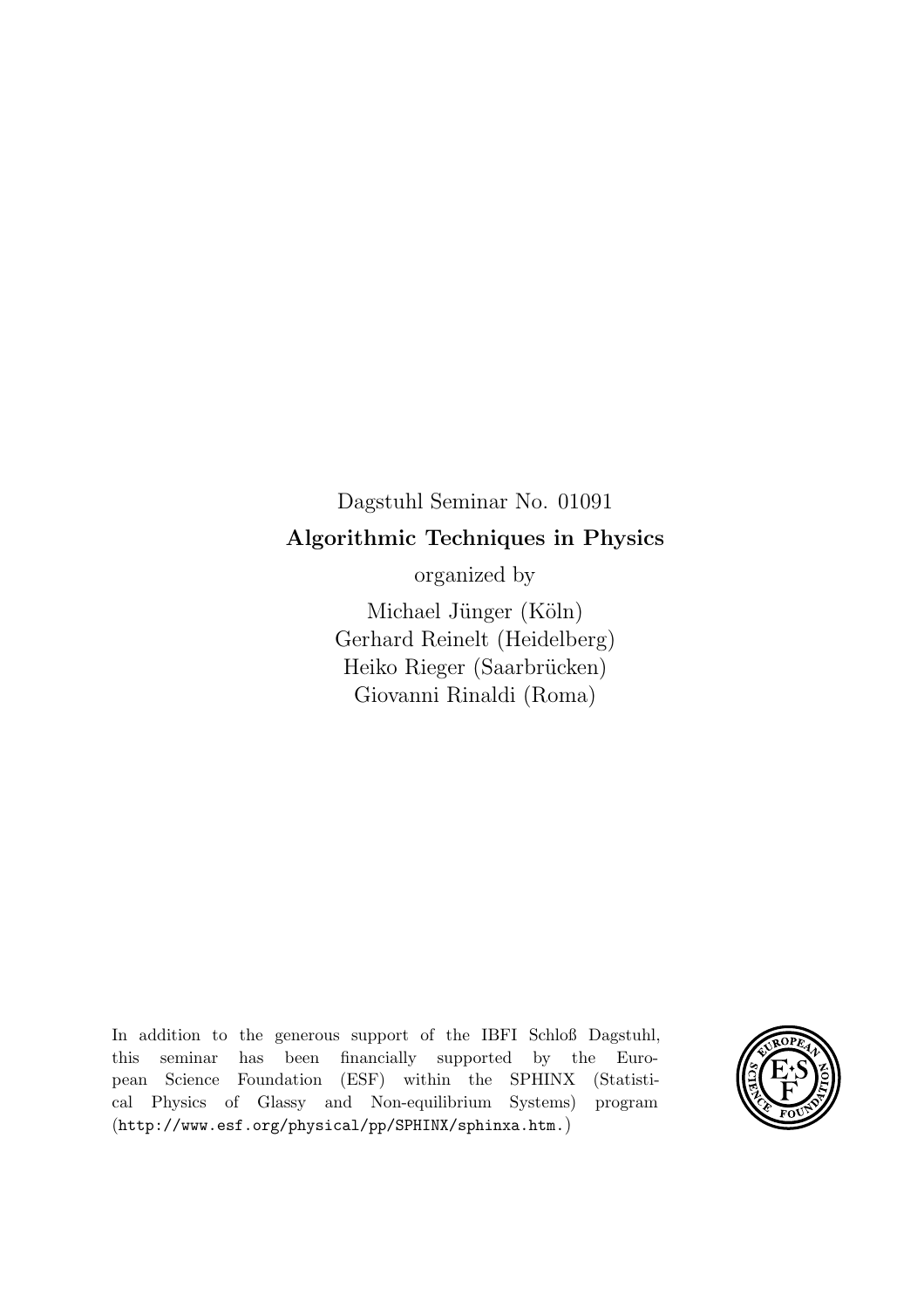Dagstuhl Seminar No. 01091

**Algorithmic Techniques in Physics**

organized by

Michael Jünger (Köln)
Gerhard Reinelt (Heidelberg)
Heiko Rieger (Saarbrücken)
Giovanni Rinaldi (Roma)

In addition to the generous support of the IBFI Schloß Dagstuhl, this seminar has been financially supported by the European Science Foundation (ESF) within the SPHINX (Statistical Physics of Glassy and Non-equilibrium Systems) program (`http://www.esf.org/physical/pp/SPHINX/sphinxa.htm.`)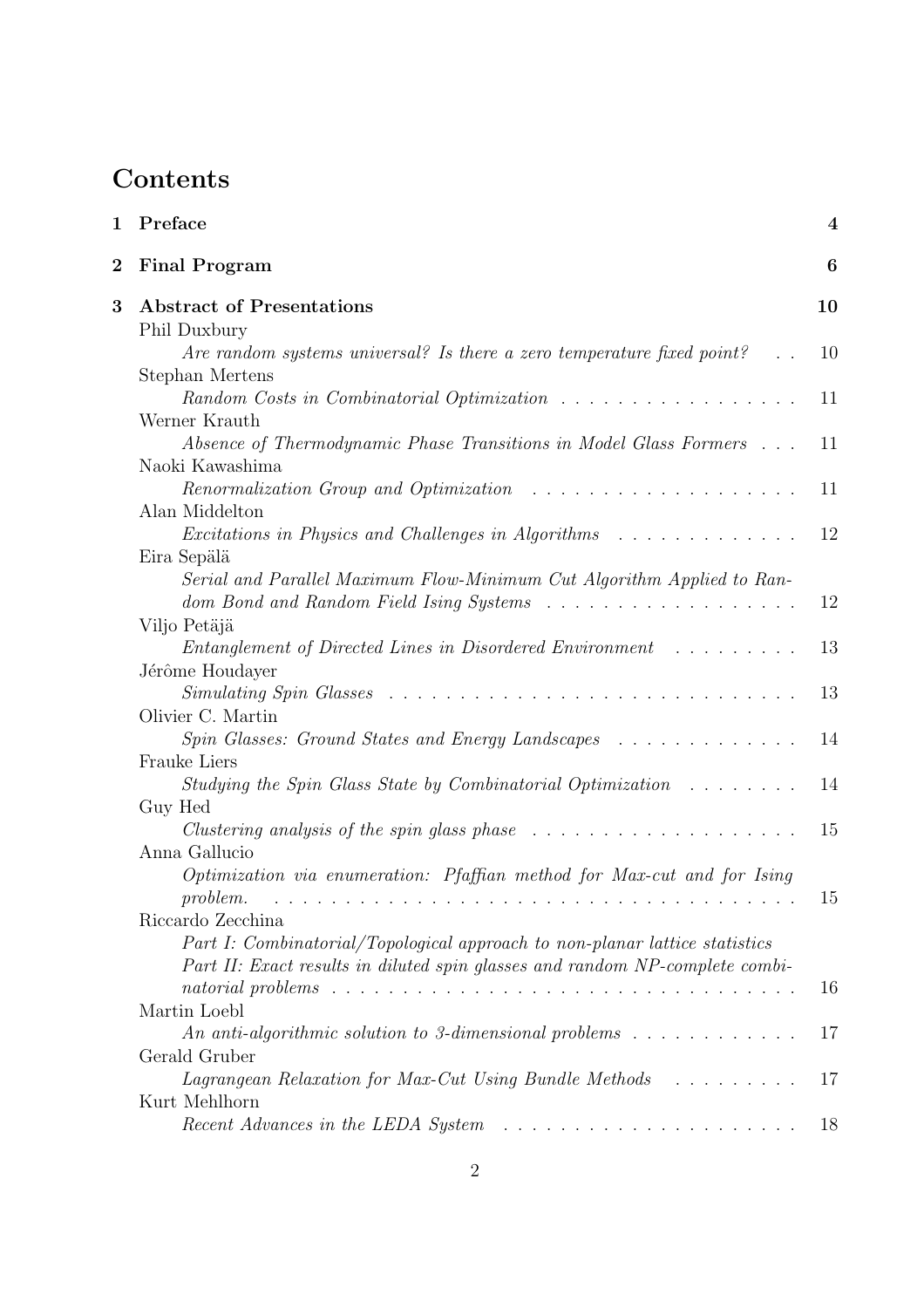# Contents

| | | |
|---|---|---|
| **1** | **Preface** | **4** |
| **2** | **Final Program** | **6** |
| **3** | **Abstract of Presentations** | **10** |
| | Phil Duxbury | |
| | *Are random systems universal? Is there a zero temperature fixed point?* | 10 |
| | Stephan Mertens | |
| | *Random Costs in Combinatorial Optimization* | 11 |
| | Werner Krauth | |
| | *Absence of Thermodynamic Phase Transitions in Model Glass Formers* | 11 |
| | Naoki Kawashima | |
| | *Renormalization Group and Optimization* | 11 |
| | Alan Middelton | |
| | *Excitations in Physics and Challenges in Algorithms* | 12 |
| | Eira Sepälä | |
| | *Serial and Parallel Maximum Flow-Minimum Cut Algorithm Applied to Random Bond and Random Field Ising Systems* | 12 |
| | Viljo Petäjä | |
| | *Entanglement of Directed Lines in Disordered Environment* | 13 |
| | Jérôme Houdayer | |
| | *Simulating Spin Glasses* | 13 |
| | Olivier C. Martin | |
| | *Spin Glasses: Ground States and Energy Landscapes* | 14 |
| | Frauke Liers | |
| | *Studying the Spin Glass State by Combinatorial Optimization* | 14 |
| | Guy Hed | |
| | *Clustering analysis of the spin glass phase* | 15 |
| | Anna Gallucio | |
| | *Optimization via enumeration: Pfaffian method for Max-cut and for Ising problem.* | 15 |
| | Riccardo Zecchina | |
| | *Part I: Combinatorial/Topological approach to non-planar lattice statistics* *Part II: Exact results in diluted spin glasses and random NP-complete combinatorial problems* | 16 |
| | Martin Loebl | |
| | *An anti-algorithmic solution to 3-dimensional problems* | 17 |
| | Gerald Gruber | |
| | *Lagrangean Relaxation for Max-Cut Using Bundle Methods* | 17 |
| | Kurt Mehlhorn | |
| | *Recent Advances in the LEDA System* | 18 |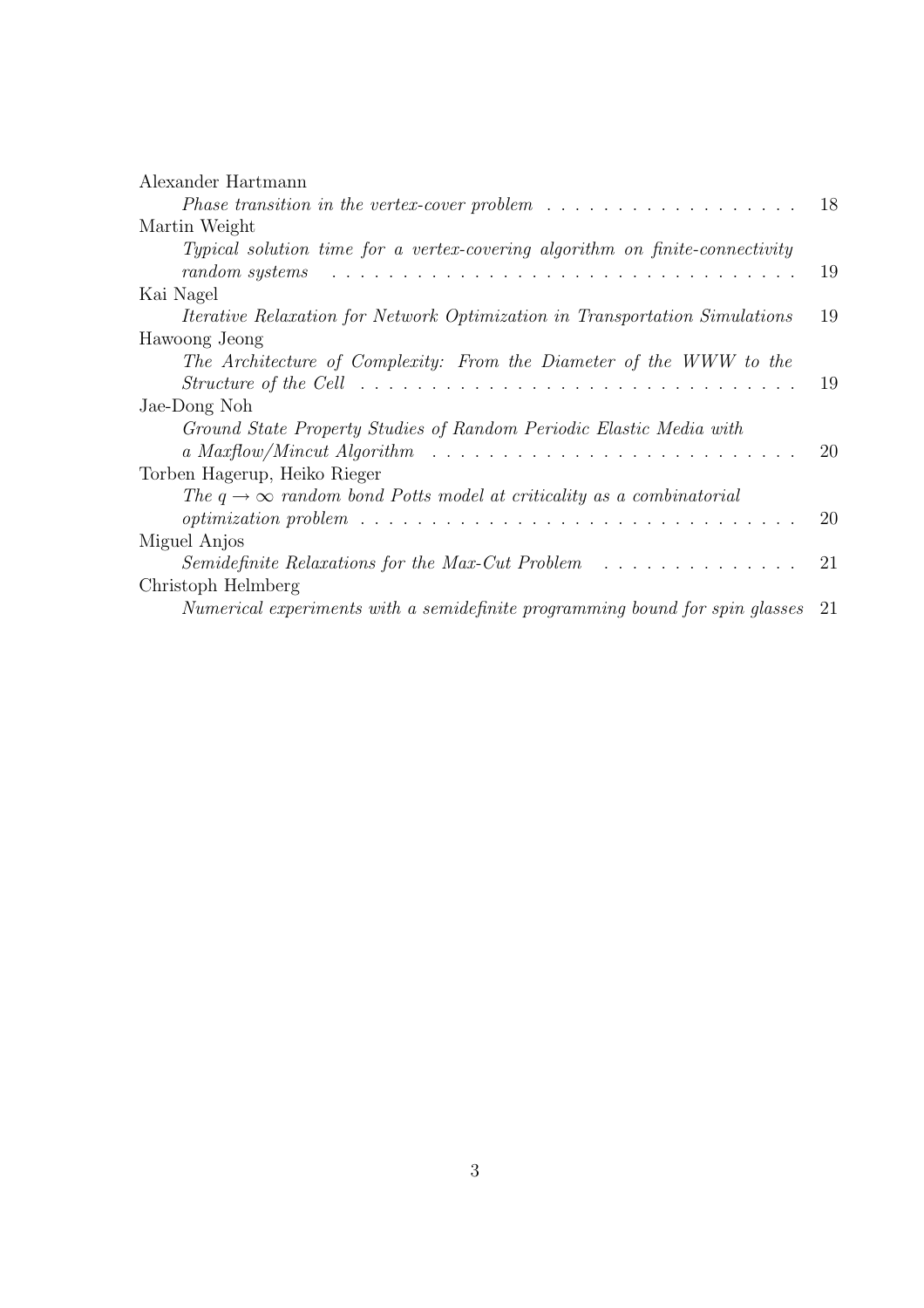Alexander Hartmann

*Phase transition in the vertex-cover problem* . . . . . . . . . . . . . . . . . . 18

Martin Weight

*Typical solution time for a vertex-covering algorithm on finite-connectivity random systems* . . . . . . . . . . . . . . . . . . . . . . . . . . . . . . . . . 19

Kai Nagel

*Iterative Relaxation for Network Optimization in Transportation Simulations* 19

Hawoong Jeong

*The Architecture of Complexity: From the Diameter of the WWW to the Structure of the Cell* . . . . . . . . . . . . . . . . . . . . . . . . . . . . . . 19

Jae-Dong Noh

*Ground State Property Studies of Random Periodic Elastic Media with a Maxflow/Mincut Algorithm* . . . . . . . . . . . . . . . . . . . . . . . . . 20

Torben Hagerup, Heiko Rieger

*The $q \to \infty$ random bond Potts model at criticality as a combinatorial optimization problem* . . . . . . . . . . . . . . . . . . . . . . . . . . . . . . . 20

Miguel Anjos

*Semidefinite Relaxations for the Max-Cut Problem* . . . . . . . . . . . . . . 21

Christoph Helmberg

*Numerical experiments with a semidefinite programming bound for spin glasses* 21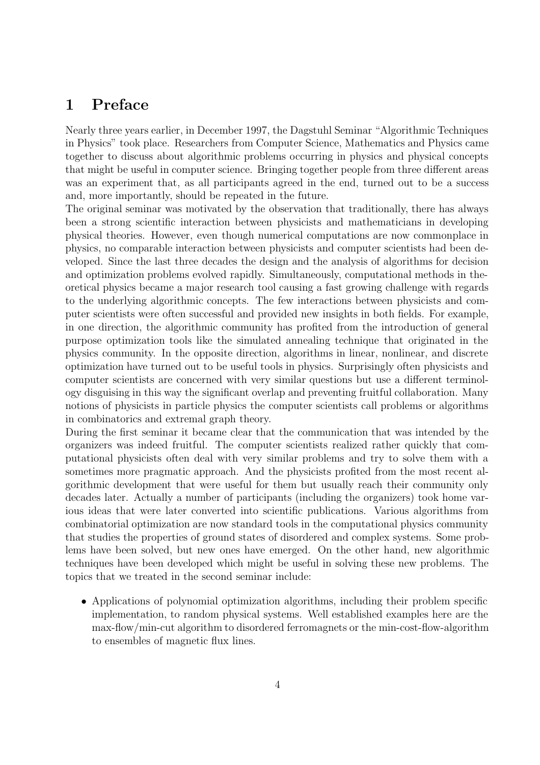# 1 Preface

Nearly three years earlier, in December 1997, the Dagstuhl Seminar "Algorithmic Techniques in Physics" took place. Researchers from Computer Science, Mathematics and Physics came together to discuss about algorithmic problems occurring in physics and physical concepts that might be useful in computer science. Bringing together people from three different areas was an experiment that, as all participants agreed in the end, turned out to be a success and, more importantly, should be repeated in the future.

The original seminar was motivated by the observation that traditionally, there has always been a strong scientific interaction between physicists and mathematicians in developing physical theories. However, even though numerical computations are now commonplace in physics, no comparable interaction between physicists and computer scientists had been developed. Since the last three decades the design and the analysis of algorithms for decision and optimization problems evolved rapidly. Simultaneously, computational methods in theoretical physics became a major research tool causing a fast growing challenge with regards to the underlying algorithmic concepts. The few interactions between physicists and computer scientists were often successful and provided new insights in both fields. For example, in one direction, the algorithmic community has profited from the introduction of general purpose optimization tools like the simulated annealing technique that originated in the physics community. In the opposite direction, algorithms in linear, nonlinear, and discrete optimization have turned out to be useful tools in physics. Surprisingly often physicists and computer scientists are concerned with very similar questions but use a different terminology disguising in this way the significant overlap and preventing fruitful collaboration. Many notions of physicists in particle physics the computer scientists call problems or algorithms in combinatorics and extremal graph theory.

During the first seminar it became clear that the communication that was intended by the organizers was indeed fruitful. The computer scientists realized rather quickly that computational physicists often deal with very similar problems and try to solve them with a sometimes more pragmatic approach. And the physicists profited from the most recent algorithmic development that were useful for them but usually reach their community only decades later. Actually a number of participants (including the organizers) took home various ideas that were later converted into scientific publications. Various algorithms from combinatorial optimization are now standard tools in the computational physics community that studies the properties of ground states of disordered and complex systems. Some problems have been solved, but new ones have emerged. On the other hand, new algorithmic techniques have been developed which might be useful in solving these new problems. The topics that we treated in the second seminar include:

- Applications of polynomial optimization algorithms, including their problem specific implementation, to random physical systems. Well established examples here are the max-flow/min-cut algorithm to disordered ferromagnets or the min-cost-flow-algorithm to ensembles of magnetic flux lines.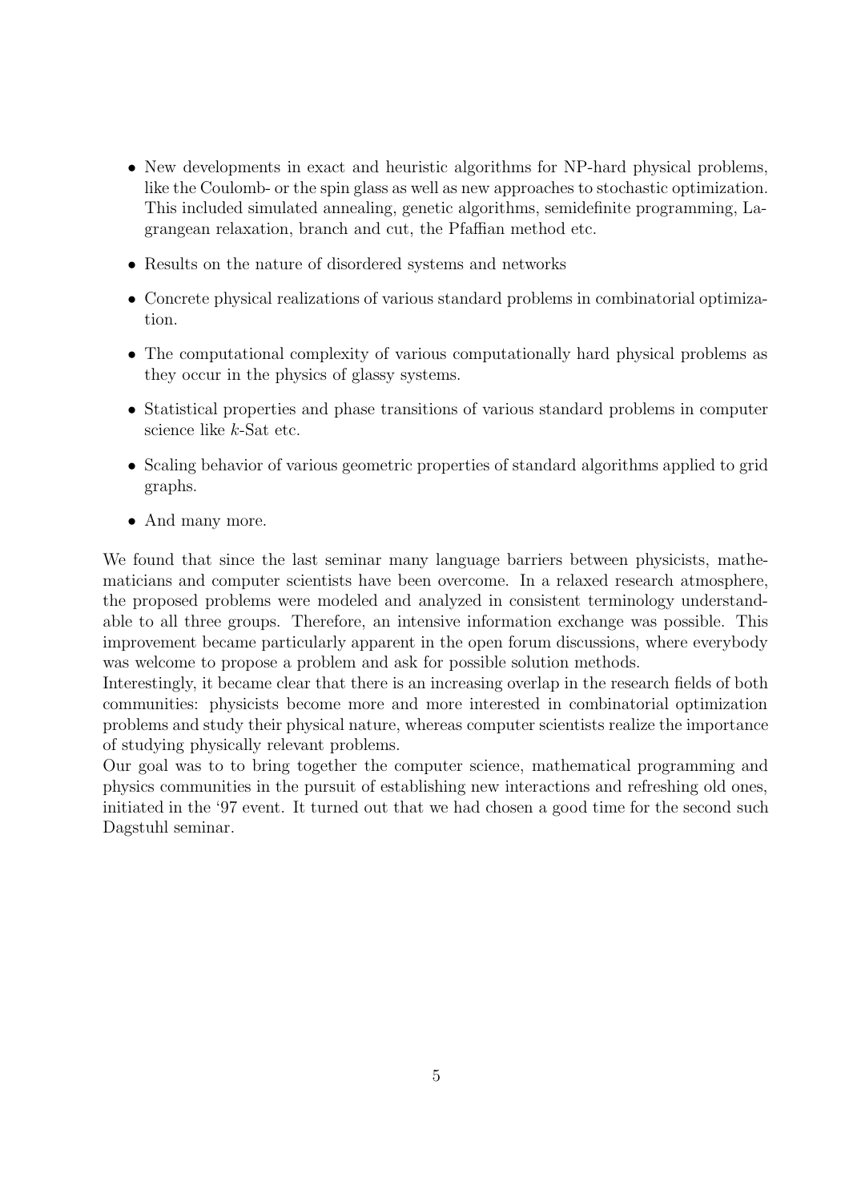- New developments in exact and heuristic algorithms for NP-hard physical problems, like the Coulomb- or the spin glass as well as new approaches to stochastic optimization. This included simulated annealing, genetic algorithms, semidefinite programming, Lagrangean relaxation, branch and cut, the Pfaffian method etc.
- Results on the nature of disordered systems and networks
- Concrete physical realizations of various standard problems in combinatorial optimization.
- The computational complexity of various computationally hard physical problems as they occur in the physics of glassy systems.
- Statistical properties and phase transitions of various standard problems in computer science like $k$-Sat etc.
- Scaling behavior of various geometric properties of standard algorithms applied to grid graphs.
- And many more.

We found that since the last seminar many language barriers between physicists, mathematicians and computer scientists have been overcome. In a relaxed research atmosphere, the proposed problems were modeled and analyzed in consistent terminology understandable to all three groups. Therefore, an intensive information exchange was possible. This improvement became particularly apparent in the open forum discussions, where everybody was welcome to propose a problem and ask for possible solution methods.
Interestingly, it became clear that there is an increasing overlap in the research fields of both communities: physicists become more and more interested in combinatorial optimization problems and study their physical nature, whereas computer scientists realize the importance of studying physically relevant problems.
Our goal was to to bring together the computer science, mathematical programming and physics communities in the pursuit of establishing new interactions and refreshing old ones, initiated in the '97 event. It turned out that we had chosen a good time for the second such Dagstuhl seminar.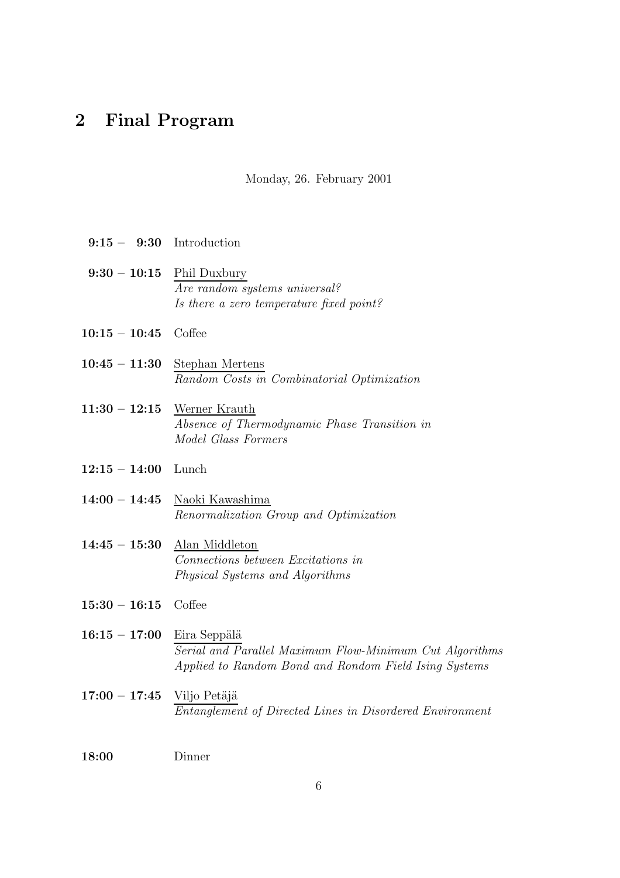## 2 Final Program

Monday, 26. February 2001

**9:15 – 9:30** Introduction

**9:30 – 10:15** Phil Duxbury
*Are random systems universal?*
*Is there a zero temperature fixed point?*

**10:15 – 10:45** Coffee

**10:45 – 11:30** Stephan Mertens
*Random Costs in Combinatorial Optimization*

**11:30 – 12:15** Werner Krauth
*Absence of Thermodynamic Phase Transition in*
*Model Glass Formers*

**12:15 – 14:00** Lunch

**14:00 – 14:45** Naoki Kawashima
*Renormalization Group and Optimization*

**14:45 – 15:30** Alan Middleton
*Connections between Excitations in*
*Physical Systems and Algorithms*

**15:30 – 16:15** Coffee

**16:15 – 17:00** Eira Seppälä
*Serial and Parallel Maximum Flow-Minimum Cut Algorithms*
*Applied to Random Bond and Rondom Field Ising Systems*

**17:00 – 17:45** Viljo Petäjä
*Entanglement of Directed Lines in Disordered Environment*

**18:00** Dinner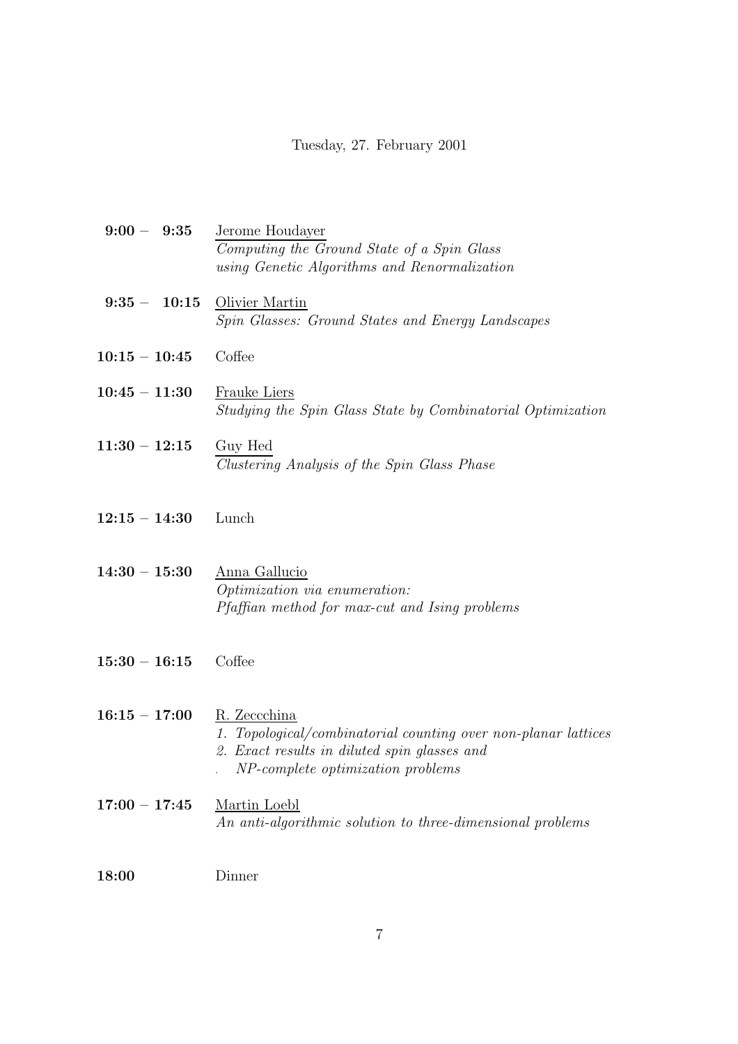Tuesday, 27. February 2001

**9:00 – 9:35** Jerome Houdayer
*Computing the Ground State of a Spin Glass using Genetic Algorithms and Renormalization*

**9:35 – 10:15** Olivier Martin
*Spin Glasses: Ground States and Energy Landscapes*

**10:15 – 10:45** Coffee

**10:45 – 11:30** Frauke Liers
*Studying the Spin Glass State by Combinatorial Optimization*

**11:30 – 12:15** Guy Hed
*Clustering Analysis of the Spin Glass Phase*

**12:15 – 14:30** Lunch

**14:30 – 15:30** Anna Gallucio
*Optimization via enumeration:*
*Pfaffian method for max-cut and Ising problems*

**15:30 – 16:15** Coffee

**16:15 – 17:00** R. Zeccchina
*1. Topological/combinatorial counting over non-planar lattices*
*2. Exact results in diluted spin glasses and*
*. NP-complete optimization problems*

**17:00 – 17:45** Martin Loebl
*An anti-algorithmic solution to three-dimensional problems*

**18:00** Dinner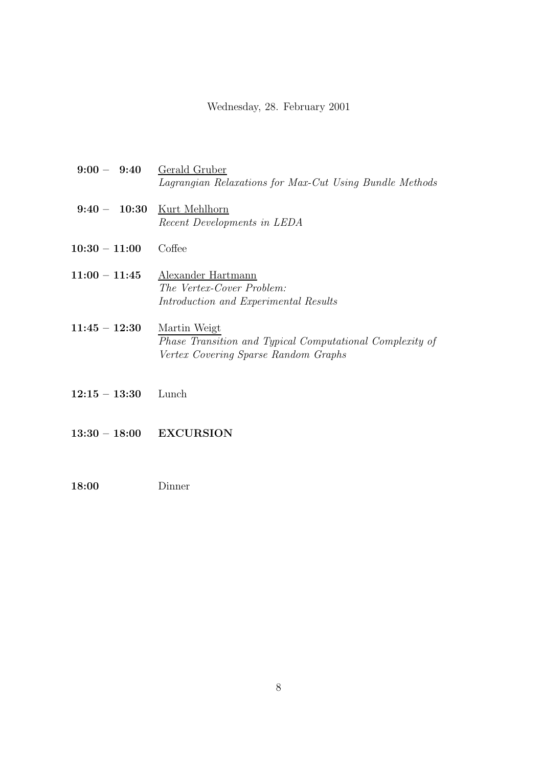Wednesday, 28. February 2001

**9:00 – 9:40** Gerald Gruber
*Lagrangian Relaxations for Max-Cut Using Bundle Methods*

**9:40 – 10:30** Kurt Mehlhorn
*Recent Developments in LEDA*

**10:30 – 11:00** Coffee

**11:00 – 11:45** Alexander Hartmann
*The Vertex-Cover Problem:*
*Introduction and Experimental Results*

**11:45 – 12:30** Martin Weigt
*Phase Transition and Typical Computational Complexity of Vertex Covering Sparse Random Graphs*

**12:15 – 13:30** Lunch

**13:30 – 18:00** **EXCURSION**

**18:00** Dinner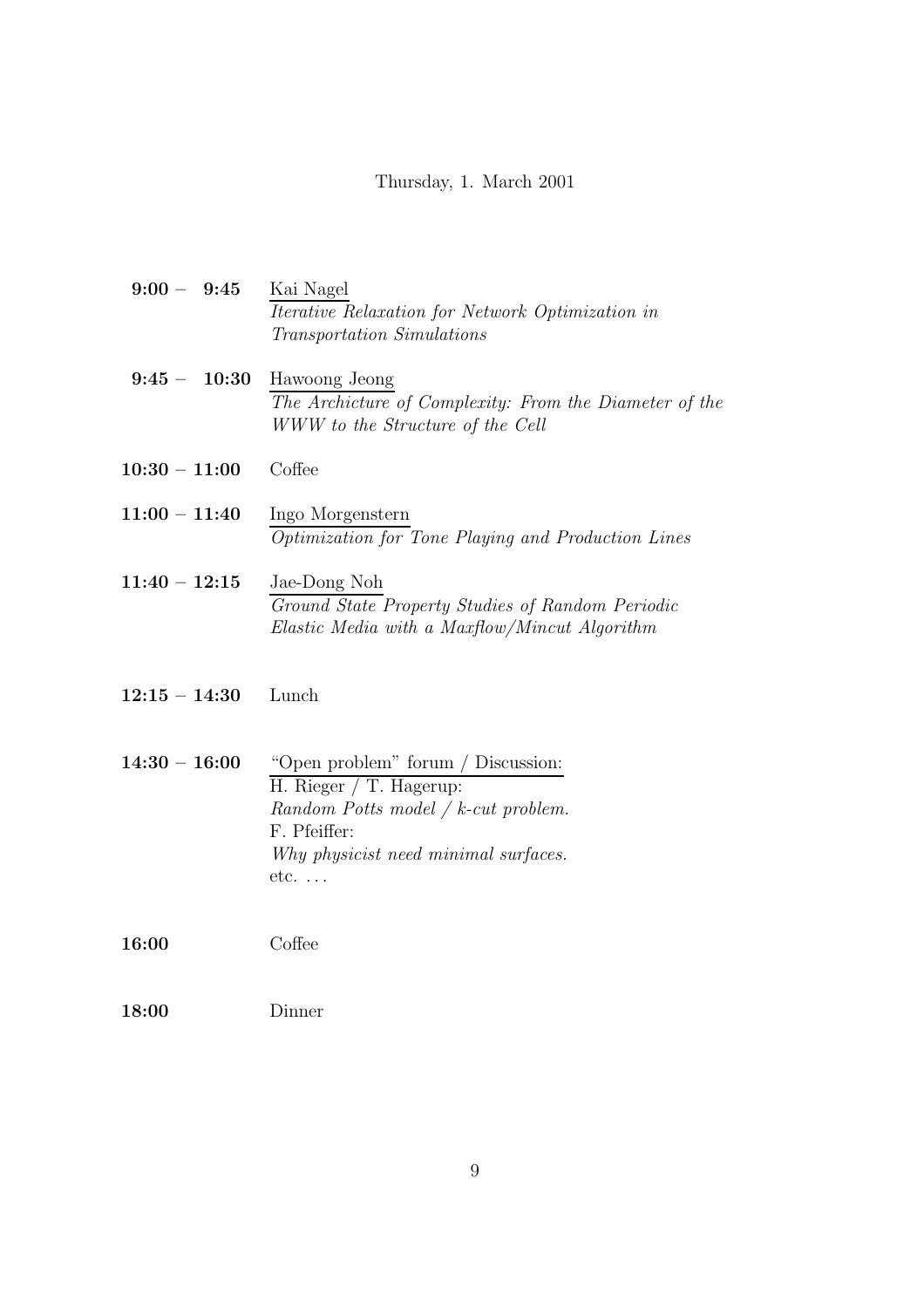Thursday, 1. March 2001

**9:00 – 9:45** Kai Nagel
*Iterative Relaxation for Network Optimization in Transportation Simulations*

**9:45 – 10:30** Hawoong Jeong
*The Architecture of Complexity: From the Diameter of the WWW to the Structure of the Cell*

**10:30 – 11:00** Coffee

**11:00 – 11:40** Ingo Morgenstern
*Optimization for Tone Playing and Production Lines*

**11:40 – 12:15** Jae-Dong Noh
*Ground State Property Studies of Random Periodic Elastic Media with a Maxflow/Mincut Algorithm*

**12:15 – 14:30** Lunch

**14:30 – 16:00** "Open problem" forum / Discussion:
H. Rieger / T. Hagerup:
*Random Potts model / k-cut problem.*
F. Pfeiffer:
*Why physicist need minimal surfaces.*
etc. ...

**16:00** Coffee

**18:00** Dinner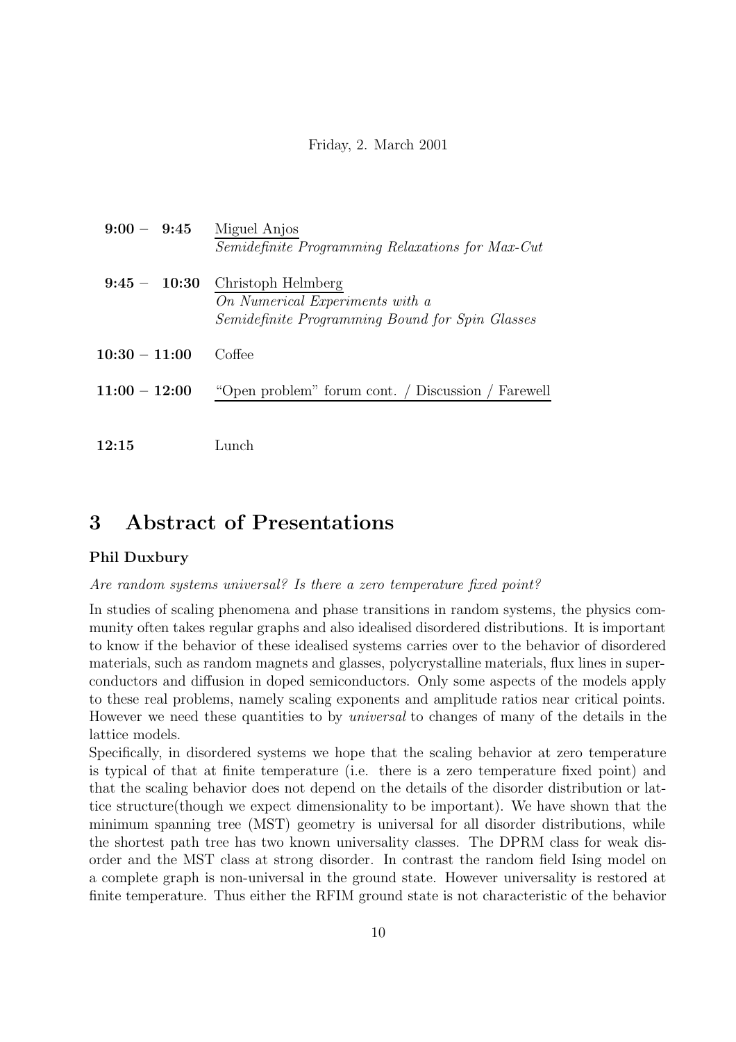Friday, 2. March 2001

| | |
|---|---|
| **9:00 – 9:45** | Miguel Anjos<br>*Semidefinite Programming Relaxations for Max-Cut* |
| **9:45 – 10:30** | Christoph Helmberg<br>*On Numerical Experiments with a Semidefinite Programming Bound for Spin Glasses* |
| **10:30 – 11:00** | Coffee |
| **11:00 – 12:00** | "Open problem" forum cont. / Discussion / Farewell |
| **12:15** | Lunch |

## 3 Abstract of Presentations

### Phil Duxbury

*Are random systems universal? Is there a zero temperature fixed point?*

In studies of scaling phenomena and phase transitions in random systems, the physics community often takes regular graphs and also idealised disordered distributions. It is important to know if the behavior of these idealised systems carries over to the behavior of disordered materials, such as random magnets and glasses, polycrystalline materials, flux lines in superconductors and diffusion in doped semiconductors. Only some aspects of the models apply to these real problems, namely scaling exponents and amplitude ratios near critical points. However we need these quantities to by *universal* to changes of many of the details in the lattice models.

Specifically, in disordered systems we hope that the scaling behavior at zero temperature is typical of that at finite temperature (i.e. there is a zero temperature fixed point) and that the scaling behavior does not depend on the details of the disorder distribution or lattice structure(though we expect dimensionality to be important). We have shown that the minimum spanning tree (MST) geometry is universal for all disorder distributions, while the shortest path tree has two known universality classes. The DPRM class for weak disorder and the MST class at strong disorder. In contrast the random field Ising model on a complete graph is non-universal in the ground state. However universality is restored at finite temperature. Thus either the RFIM ground state is not characteristic of the behavior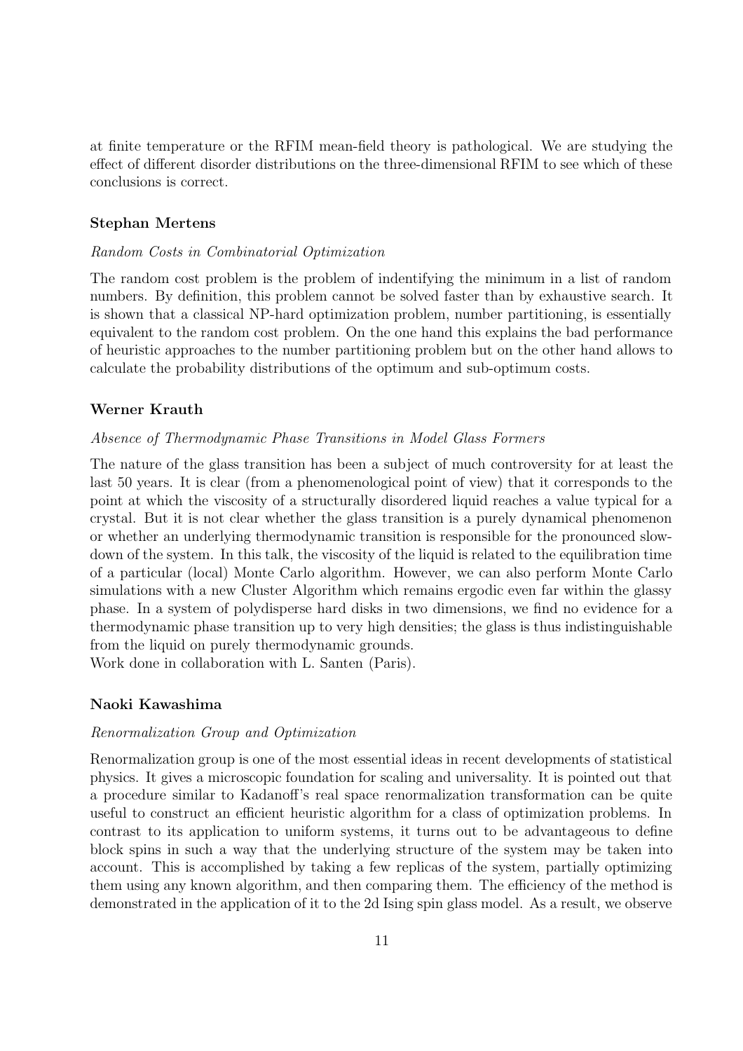at finite temperature or the RFIM mean-field theory is pathological. We are studying the effect of different disorder distributions on the three-dimensional RFIM to see which of these conclusions is correct.

**Stephan Mertens**

*Random Costs in Combinatorial Optimization*

The random cost problem is the problem of indentifying the minimum in a list of random numbers. By definition, this problem cannot be solved faster than by exhaustive search. It is shown that a classical NP-hard optimization problem, number partitioning, is essentially equivalent to the random cost problem. On the one hand this explains the bad performance of heuristic approaches to the number partitioning problem but on the other hand allows to calculate the probability distributions of the optimum and sub-optimum costs.

**Werner Krauth**

*Absence of Thermodynamic Phase Transitions in Model Glass Formers*

The nature of the glass transition has been a subject of much controversity for at least the last 50 years. It is clear (from a phenomenological point of view) that it corresponds to the point at which the viscosity of a structurally disordered liquid reaches a value typical for a crystal. But it is not clear whether the glass transition is a purely dynamical phenomenon or whether an underlying thermodynamic transition is responsible for the pronounced slowdown of the system. In this talk, the viscosity of the liquid is related to the equilibration time of a particular (local) Monte Carlo algorithm. However, we can also perform Monte Carlo simulations with a new Cluster Algorithm which remains ergodic even far within the glassy phase. In a system of polydisperse hard disks in two dimensions, we find no evidence for a thermodynamic phase transition up to very high densities; the glass is thus indistinguishable from the liquid on purely thermodynamic grounds.
Work done in collaboration with L. Santen (Paris).

**Naoki Kawashima**

*Renormalization Group and Optimization*

Renormalization group is one of the most essential ideas in recent developments of statistical physics. It gives a microscopic foundation for scaling and universality. It is pointed out that a procedure similar to Kadanoff's real space renormalization transformation can be quite useful to construct an efficient heuristic algorithm for a class of optimization problems. In contrast to its application to uniform systems, it turns out to be advantageous to define block spins in such a way that the underlying structure of the system may be taken into account. This is accomplished by taking a few replicas of the system, partially optimizing them using any known algorithm, and then comparing them. The efficiency of the method is demonstrated in the application of it to the 2d Ising spin glass model. As a result, we observe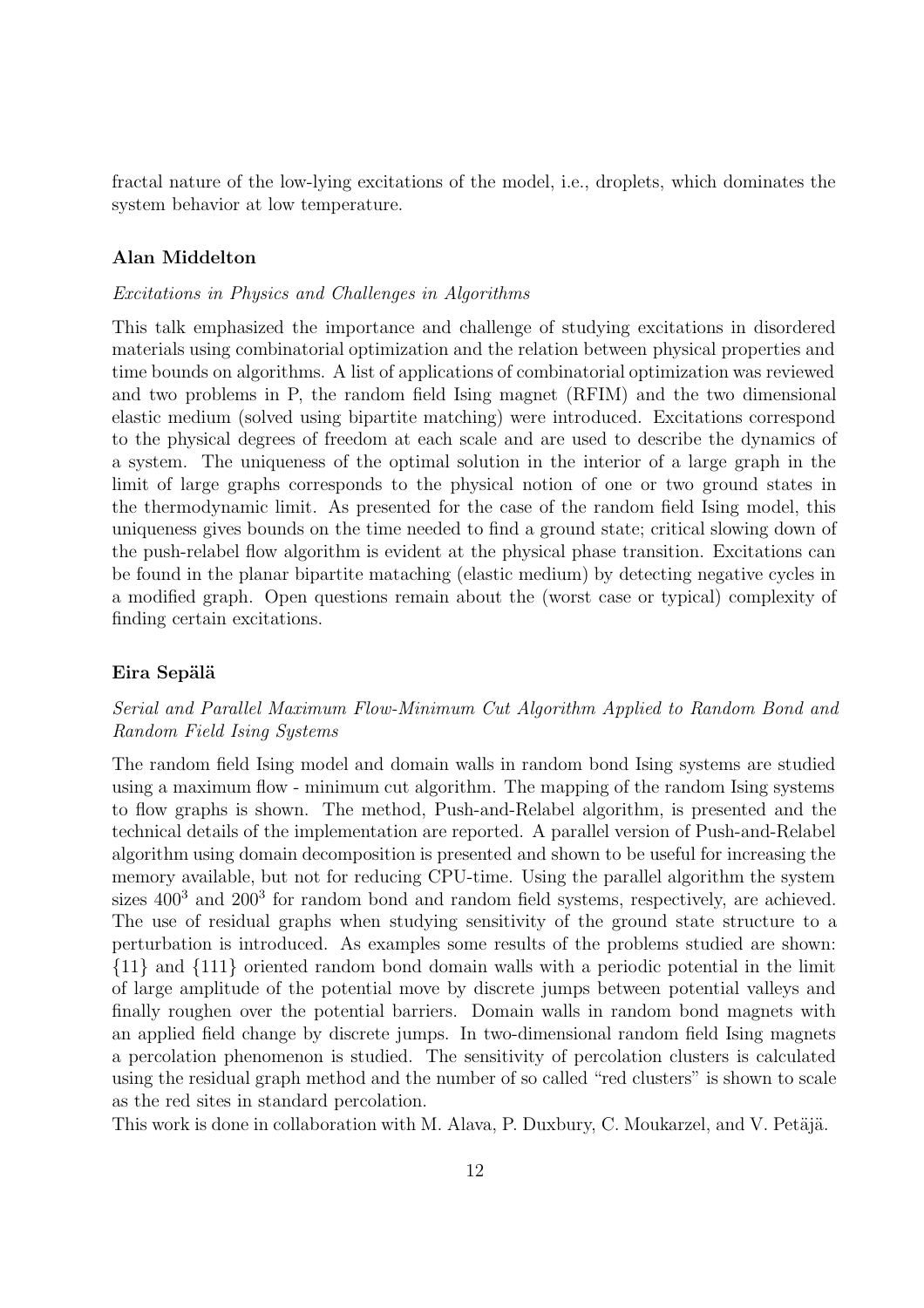fractal nature of the low-lying excitations of the model, i.e., droplets, which dominates the system behavior at low temperature.

### Alan Middelton

*Excitations in Physics and Challenges in Algorithms*

This talk emphasized the importance and challenge of studying excitations in disordered materials using combinatorial optimization and the relation between physical properties and time bounds on algorithms. A list of applications of combinatorial optimization was reviewed and two problems in P, the random field Ising magnet (RFIM) and the two dimensional elastic medium (solved using bipartite matching) were introduced. Excitations correspond to the physical degrees of freedom at each scale and are used to describe the dynamics of a system. The uniqueness of the optimal solution in the interior of a large graph in the limit of large graphs corresponds to the physical notion of one or two ground states in the thermodynamic limit. As presented for the case of the random field Ising model, this uniqueness gives bounds on the time needed to find a ground state; critical slowing down of the push-relabel flow algorithm is evident at the physical phase transition. Excitations can be found in the planar bipartite mataching (elastic medium) by detecting negative cycles in a modified graph. Open questions remain about the (worst case or typical) complexity of finding certain excitations.

### Eira Sepälä

*Serial and Parallel Maximum Flow-Minimum Cut Algorithm Applied to Random Bond and Random Field Ising Systems*

The random field Ising model and domain walls in random bond Ising systems are studied using a maximum flow - minimum cut algorithm. The mapping of the random Ising systems to flow graphs is shown. The method, Push-and-Relabel algorithm, is presented and the technical details of the implementation are reported. A parallel version of Push-and-Relabel algorithm using domain decomposition is presented and shown to be useful for increasing the memory available, but not for reducing CPU-time. Using the parallel algorithm the system sizes $400^3$ and $200^3$ for random bond and random field systems, respectively, are achieved. The use of residual graphs when studying sensitivity of the ground state structure to a perturbation is introduced. As examples some results of the problems studied are shown: {11} and {111} oriented random bond domain walls with a periodic potential in the limit of large amplitude of the potential move by discrete jumps between potential valleys and finally roughen over the potential barriers. Domain walls in random bond magnets with an applied field change by discrete jumps. In two-dimensional random field Ising magnets a percolation phenomenon is studied. The sensitivity of percolation clusters is calculated using the residual graph method and the number of so called "red clusters" is shown to scale as the red sites in standard percolation.

This work is done in collaboration with M. Alava, P. Duxbury, C. Moukarzel, and V. Petäjä.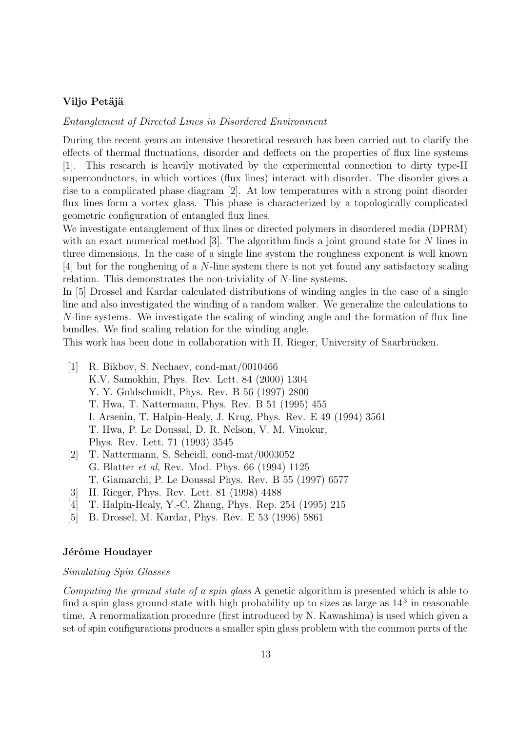**Viljo Petäjä**

*Entanglement of Directed Lines in Disordered Environment*

During the recent years an intensive theoretical research has been carried out to clarify the effects of thermal fluctuations, disorder and deffects on the properties of flux line systems [1]. This research is heavily motivated by the experimental connection to dirty type-II superconductors, in which vortices (flux lines) interact with disorder. The disorder gives a rise to a complicated phase diagram [2]. At low temperatures with a strong point disorder flux lines form a vortex glass. This phase is characterized by a topologically complicated geometric configuration of entangled flux lines.

We investigate entanglement of flux lines or directed polymers in disordered media (DPRM) with an exact numerical method [3]. The algorithm finds a joint ground state for $N$ lines in three dimensions. In the case of a single line system the roughness exponent is well known [4] but for the roughening of a $N$-line system there is not yet found any satisfactory scaling relation. This demonstrates the non-triviality of $N$-line systems.

In [5] Drossel and Kardar calculated distributions of winding angles in the case of a single line and also investigated the winding of a random walker. We generalize the calculations to $N$-line systems. We investigate the scaling of winding angle and the formation of flux line bundles. We find scaling relation for the winding angle.

This work has been done in collaboration with H. Rieger, University of Saarbrücken.

[1] R. Bikbov, S. Nechaev, cond-mat/0010466
K.V. Samokhin, Phys. Rev. Lett. 84 (2000) 1304
Y. Y. Goldschmidt, Phys. Rev. B 56 (1997) 2800
T. Hwa, T. Nattermann, Phys. Rev. B 51 (1995) 455
I. Arsenin, T. Halpin-Healy, J. Krug, Phys. Rev. E 49 (1994) 3561
T. Hwa, P. Le Doussal, D. R. Nelson, V. M. Vinokur,
Phys. Rev. Lett. 71 (1993) 3545

[2] T. Nattermann, S. Scheidl, cond-mat/0003052
G. Blatter *et al*, Rev. Mod. Phys. 66 (1994) 1125
T. Giamarchi, P. Le Doussal Phys. Rev. B 55 (1997) 6577

[3] H. Rieger, Phys. Rev. Lett. 81 (1998) 4488

[4] T. Halpin-Healy, Y.-C. Zhang, Phys. Rep. 254 (1995) 215

[5] B. Drossel, M. Kardar, Phys. Rev. E 53 (1996) 5861

**Jérôme Houdayer**

*Simulating Spin Glasses*

*Computing the ground state of a spin glass* A genetic algorithm is presented which is able to find a spin glass ground state with high probability up to sizes as large as $14^3$ in reasonable time. A renormalization procedure (first introduced by N. Kawashima) is used which given a set of spin configurations produces a smaller spin glass problem with the common parts of the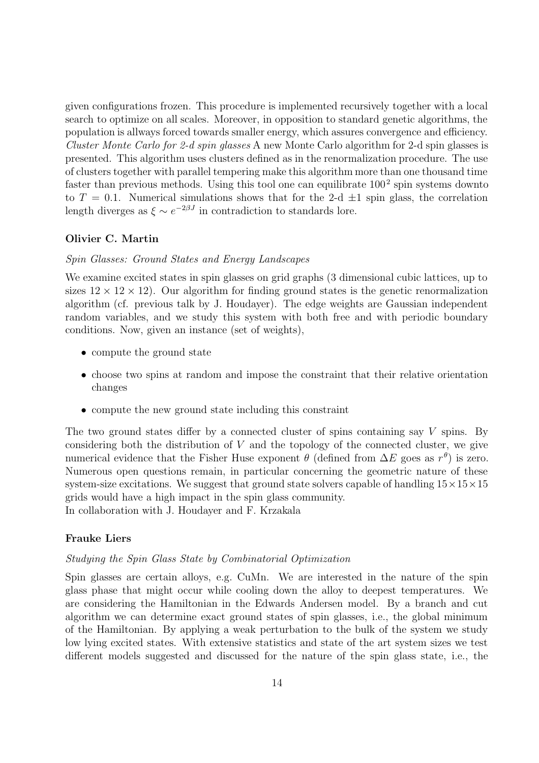given configurations frozen. This procedure is implemented recursively together with a local search to optimize on all scales. Moreover, in opposition to standard genetic algorithms, the population is allways forced towards smaller energy, which assures convergence and efficiency. *Cluster Monte Carlo for 2-d spin glasses* A new Monte Carlo algorithm for 2-d spin glasses is presented. This algorithm uses clusters defined as in the renormalization procedure. The use of clusters together with parallel tempering make this algorithm more than one thousand time faster than previous methods. Using this tool one can equilibrate $100^2$ spin systems downto to $T = 0.1$. Numerical simulations shows that for the 2-d $\pm 1$ spin glass, the correlation length diverges as $\xi \sim e^{-2\beta J}$ in contradiction to standards lore.

**Olivier C. Martin**

*Spin Glasses: Ground States and Energy Landscapes*

We examine excited states in spin glasses on grid graphs (3 dimensional cubic lattices, up to sizes $12 \times 12 \times 12$). Our algorithm for finding ground states is the genetic renormalization algorithm (cf. previous talk by J. Houdayer). The edge weights are Gaussian independent random variables, and we study this system with both free and with periodic boundary conditions. Now, given an instance (set of weights),

- compute the ground state
- choose two spins at random and impose the constraint that their relative orientation changes
- compute the new ground state including this constraint

The two ground states differ by a connected cluster of spins containing say $V$ spins. By considering both the distribution of $V$ and the topology of the connected cluster, we give numerical evidence that the Fisher Huse exponent $\theta$ (defined from $\Delta E$ goes as $r^\theta$) is zero. Numerous open questions remain, in particular concerning the geometric nature of these system-size excitations. We suggest that ground state solvers capable of handling $15 \times 15 \times 15$ grids would have a high impact in the spin glass community.
In collaboration with J. Houdayer and F. Krzakala

**Frauke Liers**

*Studying the Spin Glass State by Combinatorial Optimization*

Spin glasses are certain alloys, e.g. CuMn. We are interested in the nature of the spin glass phase that might occur while cooling down the alloy to deepest temperatures. We are considering the Hamiltonian in the Edwards Andersen model. By a branch and cut algorithm we can determine exact ground states of spin glasses, i.e., the global minimum of the Hamiltonian. By applying a weak perturbation to the bulk of the system we study low lying excited states. With extensive statistics and state of the art system sizes we test different models suggested and discussed for the nature of the spin glass state, i.e., the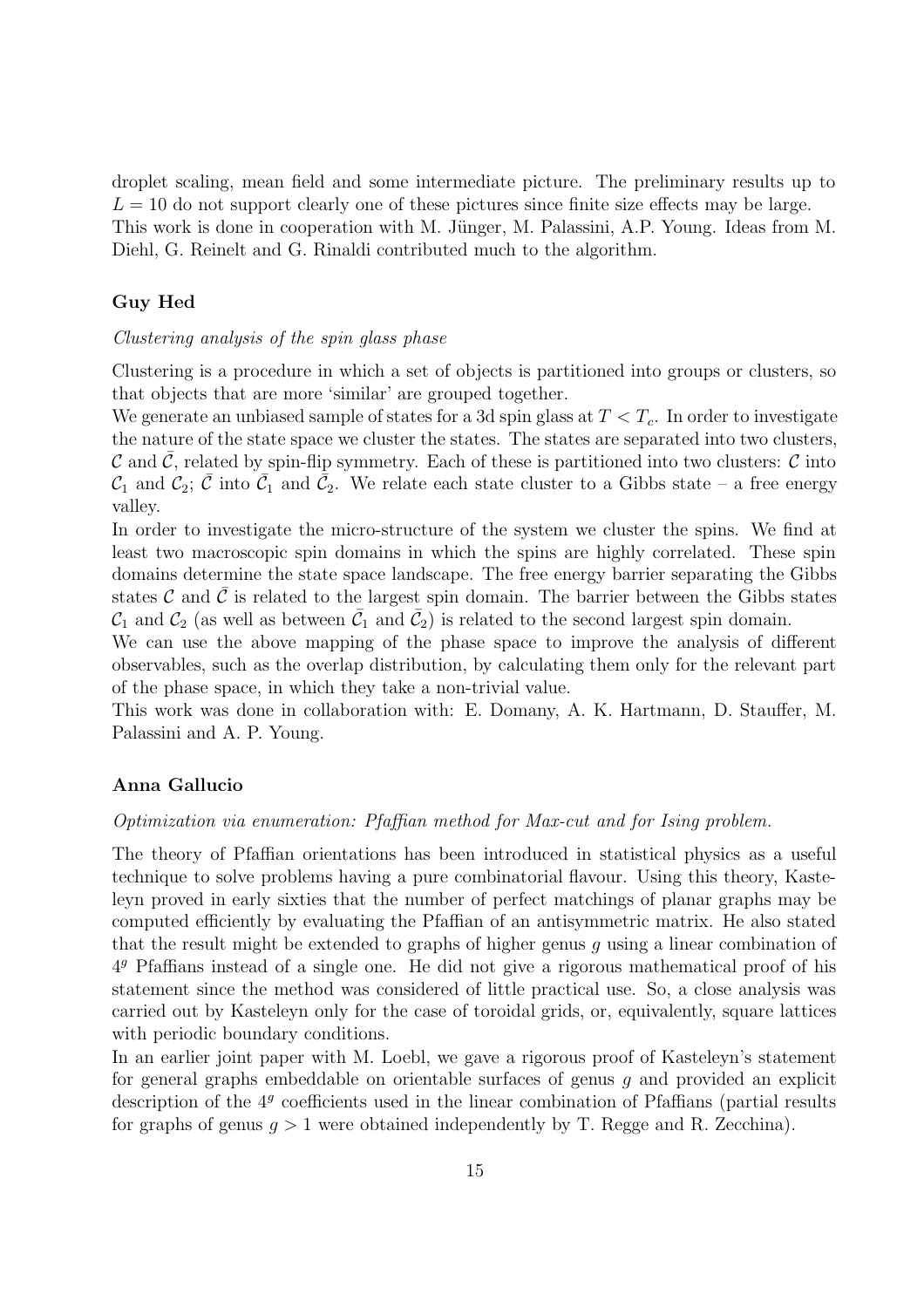droplet scaling, mean field and some intermediate picture. The preliminary results up to $L = 10$ do not support clearly one of these pictures since finite size effects may be large. This work is done in cooperation with M. Jünger, M. Palassini, A.P. Young. Ideas from M. Diehl, G. Reinelt and G. Rinaldi contributed much to the algorithm.

### Guy Hed

*Clustering analysis of the spin glass phase*

Clustering is a procedure in which a set of objects is partitioned into groups or clusters, so that objects that are more 'similar' are grouped together.

We generate an unbiased sample of states for a 3d spin glass at $T < T_c$. In order to investigate the nature of the state space we cluster the states. The states are separated into two clusters, $\mathcal{C}$ and $\bar{\mathcal{C}}$, related by spin-flip symmetry. Each of these is partitioned into two clusters: $\mathcal{C}$ into $\mathcal{C}_1$ and $\mathcal{C}_2$; $\bar{\mathcal{C}}$ into $\bar{\mathcal{C}}_1$ and $\bar{\mathcal{C}}_2$. We relate each state cluster to a Gibbs state – a free energy valley.

In order to investigate the micro-structure of the system we cluster the spins. We find at least two macroscopic spin domains in which the spins are highly correlated. These spin domains determine the state space landscape. The free energy barrier separating the Gibbs states $\mathcal{C}$ and $\bar{\mathcal{C}}$ is related to the largest spin domain. The barrier between the Gibbs states $\mathcal{C}_1$ and $\mathcal{C}_2$ (as well as between $\bar{\mathcal{C}}_1$ and $\bar{\mathcal{C}}_2$) is related to the second largest spin domain.

We can use the above mapping of the phase space to improve the analysis of different observables, such as the overlap distribution, by calculating them only for the relevant part of the phase space, in which they take a non-trivial value.

This work was done in collaboration with: E. Domany, A. K. Hartmann, D. Stauffer, M. Palassini and A. P. Young.

### Anna Gallucio

*Optimization via enumeration: Pfaffian method for Max-cut and for Ising problem.*

The theory of Pfaffian orientations has been introduced in statistical physics as a useful technique to solve problems having a pure combinatorial flavour. Using this theory, Kasteleyn proved in early sixties that the number of perfect matchings of planar graphs may be computed efficiently by evaluating the Pfaffian of an antisymmetric matrix. He also stated that the result might be extended to graphs of higher genus $g$ using a linear combination of $4^g$ Pfaffians instead of a single one. He did not give a rigorous mathematical proof of his statement since the method was considered of little practical use. So, a close analysis was carried out by Kasteleyn only for the case of toroidal grids, or, equivalently, square lattices with periodic boundary conditions.

In an earlier joint paper with M. Loebl, we gave a rigorous proof of Kasteleyn's statement for general graphs embeddable on orientable surfaces of genus $g$ and provided an explicit description of the $4^g$ coefficients used in the linear combination of Pfaffians (partial results for graphs of genus $g > 1$ were obtained independently by T. Regge and R. Zecchina).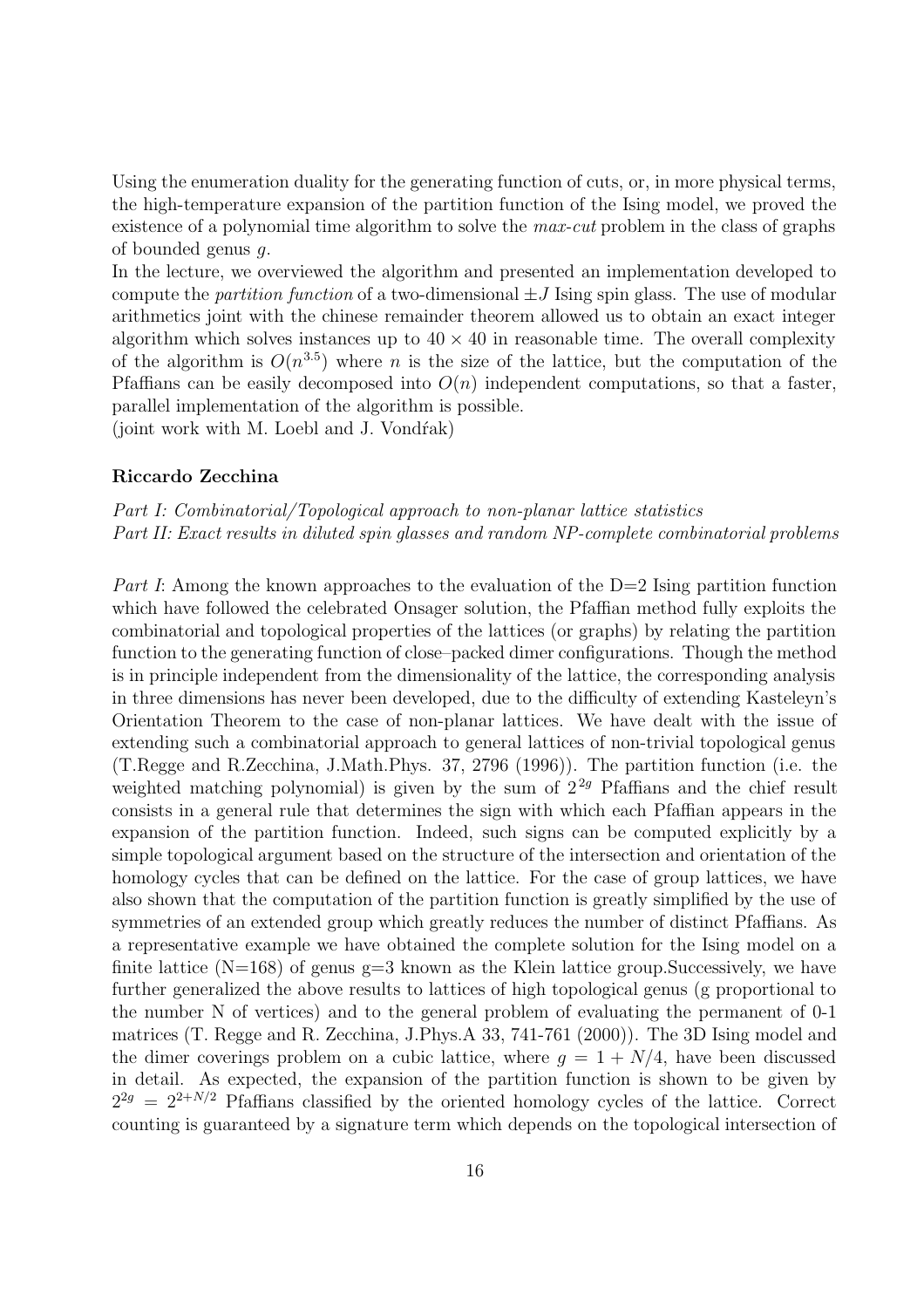Using the enumeration duality for the generating function of cuts, or, in more physical terms, the high-temperature expansion of the partition function of the Ising model, we proved the existence of a polynomial time algorithm to solve the *max-cut* problem in the class of graphs of bounded genus $g$.

In the lecture, we overviewed the algorithm and presented an implementation developed to compute the *partition function* of a two-dimensional $\pm J$ Ising spin glass. The use of modular arithmetics joint with the chinese remainder theorem allowed us to obtain an exact integer algorithm which solves instances up to $40 \times 40$ in reasonable time. The overall complexity of the algorithm is $O(n^{3.5})$ where $n$ is the size of the lattice, but the computation of the Pfaffians can be easily decomposed into $O(n)$ independent computations, so that a faster, parallel implementation of the algorithm is possible.

(joint work with M. Loebl and J. Vondŕak)

**Riccardo Zecchina**

*Part I: Combinatorial/Topological approach to non-planar lattice statistics*
*Part II: Exact results in diluted spin glasses and random NP-complete combinatorial problems*

*Part I*: Among the known approaches to the evaluation of the D=2 Ising partition function which have followed the celebrated Onsager solution, the Pfaffian method fully exploits the combinatorial and topological properties of the lattices (or graphs) by relating the partition function to the generating function of close–packed dimer configurations. Though the method is in principle independent from the dimensionality of the lattice, the corresponding analysis in three dimensions has never been developed, due to the difficulty of extending Kasteleyn's Orientation Theorem to the case of non-planar lattices. We have dealt with the issue of extending such a combinatorial approach to general lattices of non-trivial topological genus (T.Regge and R.Zecchina, J.Math.Phys. 37, 2796 (1996)). The partition function (i.e. the weighted matching polynomial) is given by the sum of $2^{2g}$ Pfaffians and the chief result consists in a general rule that determines the sign with which each Pfaffian appears in the expansion of the partition function. Indeed, such signs can be computed explicitly by a simple topological argument based on the structure of the intersection and orientation of the homology cycles that can be defined on the lattice. For the case of group lattices, we have also shown that the computation of the partition function is greatly simplified by the use of symmetries of an extended group which greatly reduces the number of distinct Pfaffians. As a representative example we have obtained the complete solution for the Ising model on a finite lattice (N=168) of genus g=3 known as the Klein lattice group.Successively, we have further generalized the above results to lattices of high topological genus (g proportional to the number N of vertices) and to the general problem of evaluating the permanent of 0-1 matrices (T. Regge and R. Zecchina, J.Phys.A 33, 741-761 (2000)). The 3D Ising model and the dimer coverings problem on a cubic lattice, where $g = 1 + N/4$, have been discussed in detail. As expected, the expansion of the partition function is shown to be given by $2^{2g} = 2^{2+N/2}$ Pfaffians classified by the oriented homology cycles of the lattice. Correct counting is guaranteed by a signature term which depends on the topological intersection of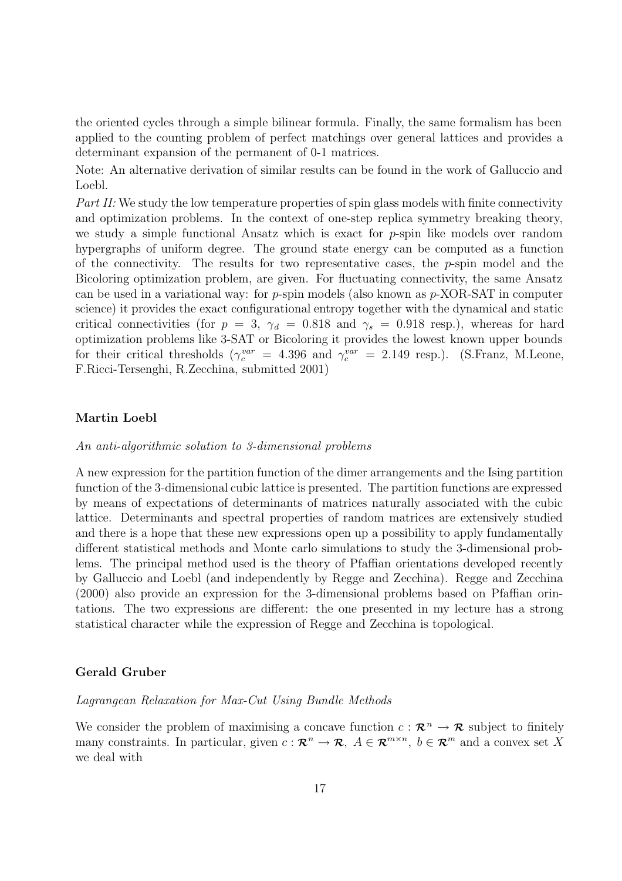the oriented cycles through a simple bilinear formula. Finally, the same formalism has been applied to the counting problem of perfect matchings over general lattices and provides a determinant expansion of the permanent of 0-1 matrices.

Note: An alternative derivation of similar results can be found in the work of Galluccio and Loebl.

*Part II:* We study the low temperature properties of spin glass models with finite connectivity and optimization problems. In the context of one-step replica symmetry breaking theory, we study a simple functional Ansatz which is exact for $p$-spin like models over random hypergraphs of uniform degree. The ground state energy can be computed as a function of the connectivity. The results for two representative cases, the $p$-spin model and the Bicoloring optimization problem, are given. For fluctuating connectivity, the same Ansatz can be used in a variational way: for $p$-spin models (also known as $p$-XOR-SAT in computer science) it provides the exact configurational entropy together with the dynamical and static critical connectivities (for $p = 3$, $\gamma_d = 0.818$ and $\gamma_s = 0.918$ resp.), whereas for hard optimization problems like 3-SAT or Bicoloring it provides the lowest known upper bounds for their critical thresholds ($\gamma_c^{var} = 4.396$ and $\gamma_c^{var} = 2.149$ resp.). (S.Franz, M.Leone, F.Ricci-Tersenghi, R.Zecchina, submitted 2001)

### Martin Loebl

*An anti-algorithmic solution to 3-dimensional problems*

A new expression for the partition function of the dimer arrangements and the Ising partition function of the 3-dimensional cubic lattice is presented. The partition functions are expressed by means of expectations of determinants of matrices naturally associated with the cubic lattice. Determinants and spectral properties of random matrices are extensively studied and there is a hope that these new expressions open up a possibility to apply fundamentally different statistical methods and Monte carlo simulations to study the 3-dimensional problems. The principal method used is the theory of Pfaffian orientations developed recently by Galluccio and Loebl (and independently by Regge and Zecchina). Regge and Zecchina (2000) also provide an expression for the 3-dimensional problems based on Pfaffian orintations. The two expressions are different: the one presented in my lecture has a strong statistical character while the expression of Regge and Zecchina is topological.

### Gerald Gruber

*Lagrangean Relaxation for Max-Cut Using Bundle Methods*

We consider the problem of maximising a concave function $c : \mathcal{R}^n \to \mathcal{R}$ subject to finitely many constraints. In particular, given $c : \mathcal{R}^n \to \mathcal{R}$, $A \in \mathcal{R}^{m \times n}$, $b \in \mathcal{R}^m$ and a convex set $X$ we deal with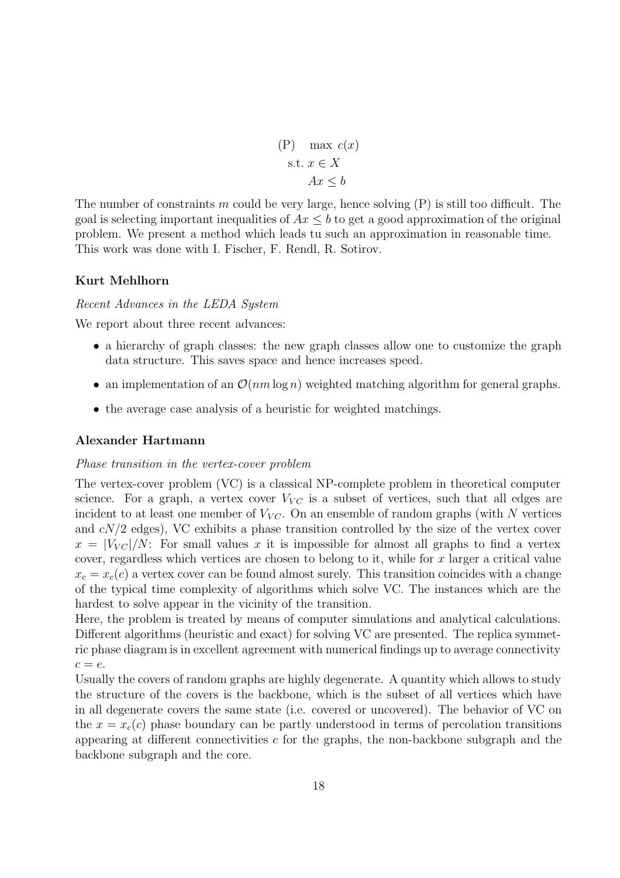$$
\begin{aligned}
\text{(P)} \quad & \max\ c(x) \\
\text{s.t. } & x \in X \\
& Ax \le b
\end{aligned}
$$

The number of constraints $m$ could be very large, hence solving (P) is still too difficult. The goal is selecting important inequalities of $Ax \le b$ to get a good approximation of the original problem. We present a method which leads tu such an approximation in reasonable time. This work was done with I. Fischer, F. Rendl, R. Sotirov.

**Kurt Mehlhorn**

*Recent Advances in the LEDA System*

We report about three recent advances:

- a hierarchy of graph classes: the new graph classes allow one to customize the graph data structure. This saves space and hence increases speed.
- an implementation of an $\mathcal{O}(nm \log n)$ weighted matching algorithm for general graphs.
- the average case analysis of a heuristic for weighted matchings.

**Alexander Hartmann**

*Phase transition in the vertex-cover problem*

The vertex-cover problem (VC) is a classical NP-complete problem in theoretical computer science. For a graph, a vertex cover $V_{VC}$ is a subset of vertices, such that all edges are incident to at least one member of $V_{VC}$. On an ensemble of random graphs (with $N$ vertices and $cN/2$ edges), VC exhibits a phase transition controlled by the size of the vertex cover $x = |V_{VC}|/N$: For small values $x$ it is impossible for almost all graphs to find a vertex cover, regardless which vertices are chosen to belong to it, while for $x$ larger a critical value $x_c = x_c(c)$ a vertex cover can be found almost surely. This transition coincides with a change of the typical time complexity of algorithms which solve VC. The instances which are the hardest to solve appear in the vicinity of the transition.
Here, the problem is treated by means of computer simulations and analytical calculations. Different algorithms (heuristic and exact) for solving VC are presented. The replica symmetric phase diagram is in excellent agreement with numerical findings up to average connectivity $c = e$.
Usually the covers of random graphs are highly degenerate. A quantity which allows to study the structure of the covers is the backbone, which is the subset of all vertices which have in all degenerate covers the same state (i.e. covered or uncovered). The behavior of VC on the $x = x_c(c)$ phase boundary can be partly understood in terms of percolation transitions appearing at different connectivities $c$ for the graphs, the non-backbone subgraph and the backbone subgraph and the core.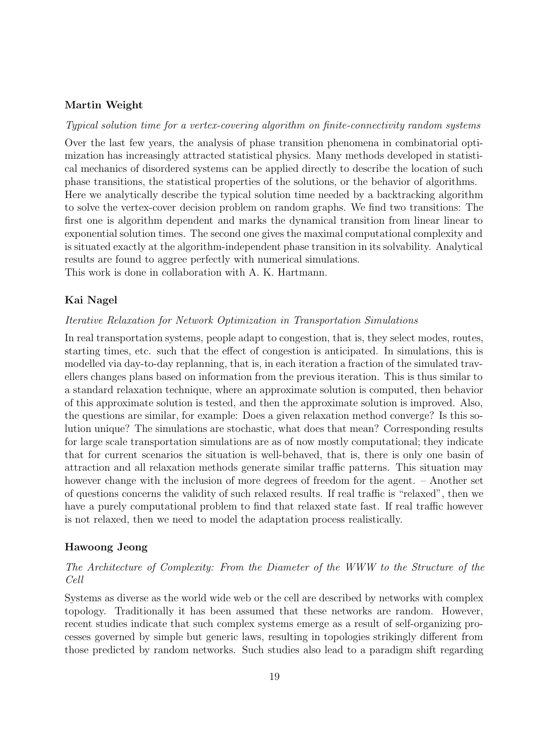**Martin Weight**

*Typical solution time for a vertex-covering algorithm on finite-connectivity random systems*

Over the last few years, the analysis of phase transition phenomena in combinatorial optimization has increasingly attracted statistical physics. Many methods developed in statistical mechanics of disordered systems can be applied directly to describe the location of such phase transitions, the statistical properties of the solutions, or the behavior of algorithms. Here we analytically describe the typical solution time needed by a backtracking algorithm to solve the vertex-cover decision problem on random graphs. We find two transitions: The first one is algorithm dependent and marks the dynamical transition from linear linear to exponential solution times. The second one gives the maximal computational complexity and is situated exactly at the algorithm-independent phase transition in its solvability. Analytical results are found to aggree perfectly with numerical simulations.
This work is done in collaboration with A. K. Hartmann.

**Kai Nagel**

*Iterative Relaxation for Network Optimization in Transportation Simulations*

In real transportation systems, people adapt to congestion, that is, they select modes, routes, starting times, etc. such that the effect of congestion is anticipated. In simulations, this is modelled via day-to-day replanning, that is, in each iteration a fraction of the simulated travellers changes plans based on information from the previous iteration. This is thus similar to a standard relaxation technique, where an approximate solution is computed, then behavior of this approximate solution is tested, and then the approximate solution is improved. Also, the questions are similar, for example: Does a given relaxation method converge? Is this solution unique? The simulations are stochastic, what does that mean? Corresponding results for large scale transportation simulations are as of now mostly computational; they indicate that for current scenarios the situation is well-behaved, that is, there is only one basin of attraction and all relaxation methods generate similar traffic patterns. This situation may however change with the inclusion of more degrees of freedom for the agent. – Another set of questions concerns the validity of such relaxed results. If real traffic is "relaxed", then we have a purely computational problem to find that relaxed state fast. If real traffic however is not relaxed, then we need to model the adaptation process realistically.

**Hawoong Jeong**

*The Architecture of Complexity: From the Diameter of the WWW to the Structure of the Cell*

Systems as diverse as the world wide web or the cell are described by networks with complex topology. Traditionally it has been assumed that these networks are random. However, recent studies indicate that such complex systems emerge as a result of self-organizing processes governed by simple but generic laws, resulting in topologies strikingly different from those predicted by random networks. Such studies also lead to a paradigm shift regarding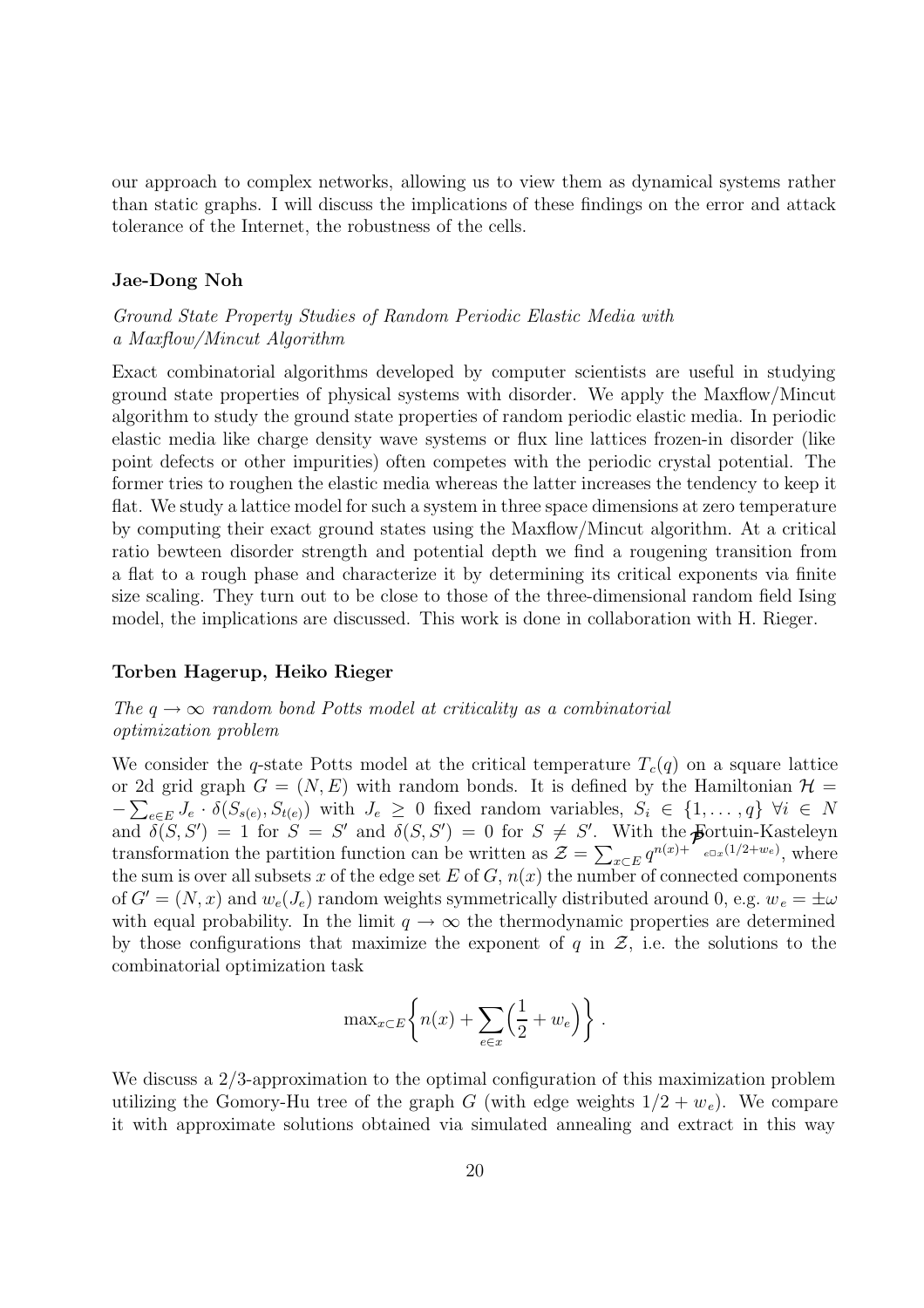our approach to complex networks, allowing us to view them as dynamical systems rather than static graphs. I will discuss the implications of these findings on the error and attack tolerance of the Internet, the robustness of the cells.

**Jae-Dong Noh**

*Ground State Property Studies of Random Periodic Elastic Media with a Maxflow/Mincut Algorithm*

Exact combinatorial algorithms developed by computer scientists are useful in studying ground state properties of physical systems with disorder. We apply the Maxflow/Mincut algorithm to study the ground state properties of random periodic elastic media. In periodic elastic media like charge density wave systems or flux line lattices frozen-in disorder (like point defects or other impurities) often competes with the periodic crystal potential. The former tries to roughen the elastic media whereas the latter increases the tendency to keep it flat. We study a lattice model for such a system in three space dimensions at zero temperature by computing their exact ground states using the Maxflow/Mincut algorithm. At a critical ratio bewteen disorder strength and potential depth we find a rougening transition from a flat to a rough phase and characterize it by determining its critical exponents via finite size scaling. They turn out to be close to those of the three-dimensional random field Ising model, the implications are discussed. This work is done in collaboration with H. Rieger.

**Torben Hagerup, Heiko Rieger**

*The $q \to \infty$ random bond Potts model at criticality as a combinatorial optimization problem*

We consider the $q$-state Potts model at the critical temperature $T_c(q)$ on a square lattice or 2d grid graph $G = (N, E)$ with random bonds. It is defined by the Hamiltonian $\mathcal{H} = -\sum_{e \in E} J_e \cdot \delta(S_{s(e)}, S_{t(e)})$ with $J_e \geq 0$ fixed random variables, $S_i \in \{1, \ldots, q\}$ $\forall i \in N$ and $\delta(S, S') = 1$ for $S = S'$ and $\delta(S, S') = 0$ for $S \neq S'$. With the Fortuin-Kasteleyn transformation the partition function can be written as $\mathcal{Z} = \sum_{x \subset E} q^{n(x) + \sum_{e \in x}(1/2 + w_e)}$, where the sum is over all subsets $x$ of the edge set $E$ of $G$, $n(x)$ the number of connected components of $G' = (N, x)$ and $w_e(J_e)$ random weights symmetrically distributed around 0, e.g. $w_e = \pm\omega$ with equal probability. In the limit $q \to \infty$ the thermodynamic properties are determined by those configurations that maximize the exponent of $q$ in $\mathcal{Z}$, i.e. the solutions to the combinatorial optimization task

$$\max_{x \subset E} \left\{ n(x) + \sum_{e \in x} \left( \frac{1}{2} + w_e \right) \right\} .$$

We discuss a 2/3-approximation to the optimal configuration of this maximization problem utilizing the Gomory-Hu tree of the graph $G$ (with edge weights $1/2 + w_e$). We compare it with approximate solutions obtained via simulated annealing and extract in this way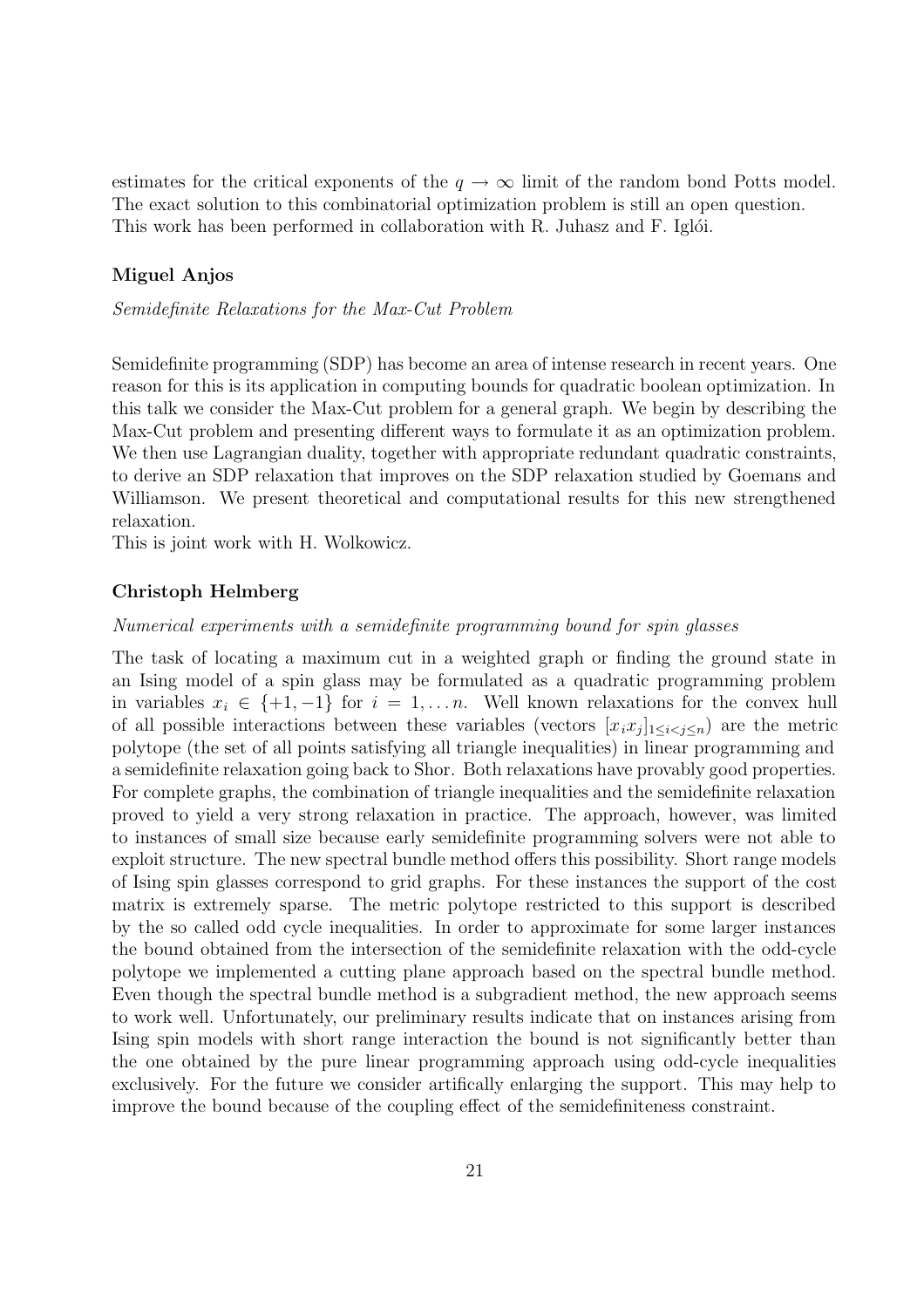estimates for the critical exponents of the $q \to \infty$ limit of the random bond Potts model. The exact solution to this combinatorial optimization problem is still an open question. This work has been performed in collaboration with R. Juhasz and F. Iglói.

### Miguel Anjos

*Semidefinite Relaxations for the Max-Cut Problem*

Semidefinite programming (SDP) has become an area of intense research in recent years. One reason for this is its application in computing bounds for quadratic boolean optimization. In this talk we consider the Max-Cut problem for a general graph. We begin by describing the Max-Cut problem and presenting different ways to formulate it as an optimization problem. We then use Lagrangian duality, together with appropriate redundant quadratic constraints, to derive an SDP relaxation that improves on the SDP relaxation studied by Goemans and Williamson. We present theoretical and computational results for this new strengthened relaxation.
This is joint work with H. Wolkowicz.

### Christoph Helmberg

*Numerical experiments with a semidefinite programming bound for spin glasses*

The task of locating a maximum cut in a weighted graph or finding the ground state in an Ising model of a spin glass may be formulated as a quadratic programming problem in variables $x_i \in \{+1, -1\}$ for $i = 1, \dots n$. Well known relaxations for the convex hull of all possible interactions between these variables (vectors $[x_i x_j]_{1 \le i < j \le n}$) are the metric polytope (the set of all points satisfying all triangle inequalities) in linear programming and a semidefinite relaxation going back to Shor. Both relaxations have provably good properties. For complete graphs, the combination of triangle inequalities and the semidefinite relaxation proved to yield a very strong relaxation in practice. The approach, however, was limited to instances of small size because early semidefinite programming solvers were not able to exploit structure. The new spectral bundle method offers this possibility. Short range models of Ising spin glasses correspond to grid graphs. For these instances the support of the cost matrix is extremely sparse. The metric polytope restricted to this support is described by the so called odd cycle inequalities. In order to approximate for some larger instances the bound obtained from the intersection of the semidefinite relaxation with the odd-cycle polytope we implemented a cutting plane approach based on the spectral bundle method. Even though the spectral bundle method is a subgradient method, the new approach seems to work well. Unfortunately, our preliminary results indicate that on instances arising from Ising spin models with short range interaction the bound is not significantly better than the one obtained by the pure linear programming approach using odd-cycle inequalities exclusively. For the future we consider artifically enlarging the support. This may help to improve the bound because of the coupling effect of the semidefiniteness constraint.